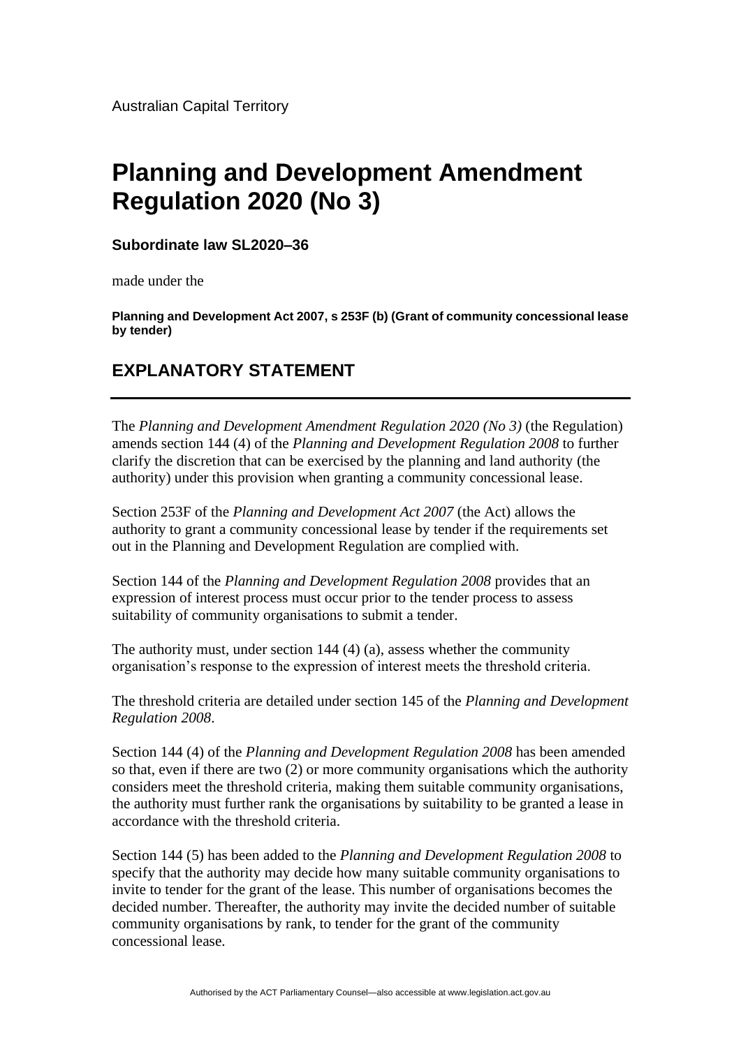Australian Capital Territory

# Planning and Development Amendment Regulation 2020 (No 3)

**Subordinate law SL2020–36**

made under the

**Planning and Development Act 2007, s 253F (b) (Grant of community concessional lease by tender)**

## EXPLANATORY STATEMENT

The *Planning and Development Amendment Regulation 2020 (No 3)* (the Regulation) amends section 144 (4) of the *Planning and Development Regulation 2008* to further clarify the discretion that can be exercised by the planning and land authority (the authority) under this provision when granting a community concessional lease.

Section 253F of the *Planning and Development Act 2007* (the Act) allows the authority to grant a community concessional lease by tender if the requirements set out in the Planning and Development Regulation are complied with.

Section 144 of the *Planning and Development Regulation 2008* provides that an expression of interest process must occur prior to the tender process to assess suitability of community organisations to submit a tender.

The authority must, under section 144 (4) (a), assess whether the community organisation's response to the expression of interest meets the threshold criteria.

The threshold criteria are detailed under section 145 of the *Planning and Development Regulation 2008*.

Section 144 (4) of the *Planning and Development Regulation 2008* has been amended so that, even if there are two (2) or more community organisations which the authority considers meet the threshold criteria, making them suitable community organisations, the authority must further rank the organisations by suitability to be granted a lease in accordance with the threshold criteria.

Section 144 (5) has been added to the *Planning and Development Regulation 2008* to specify that the authority may decide how many suitable community organisations to invite to tender for the grant of the lease. This number of organisations becomes the decided number. Thereafter, the authority may invite the decided number of suitable community organisations by rank, to tender for the grant of the community concessional lease.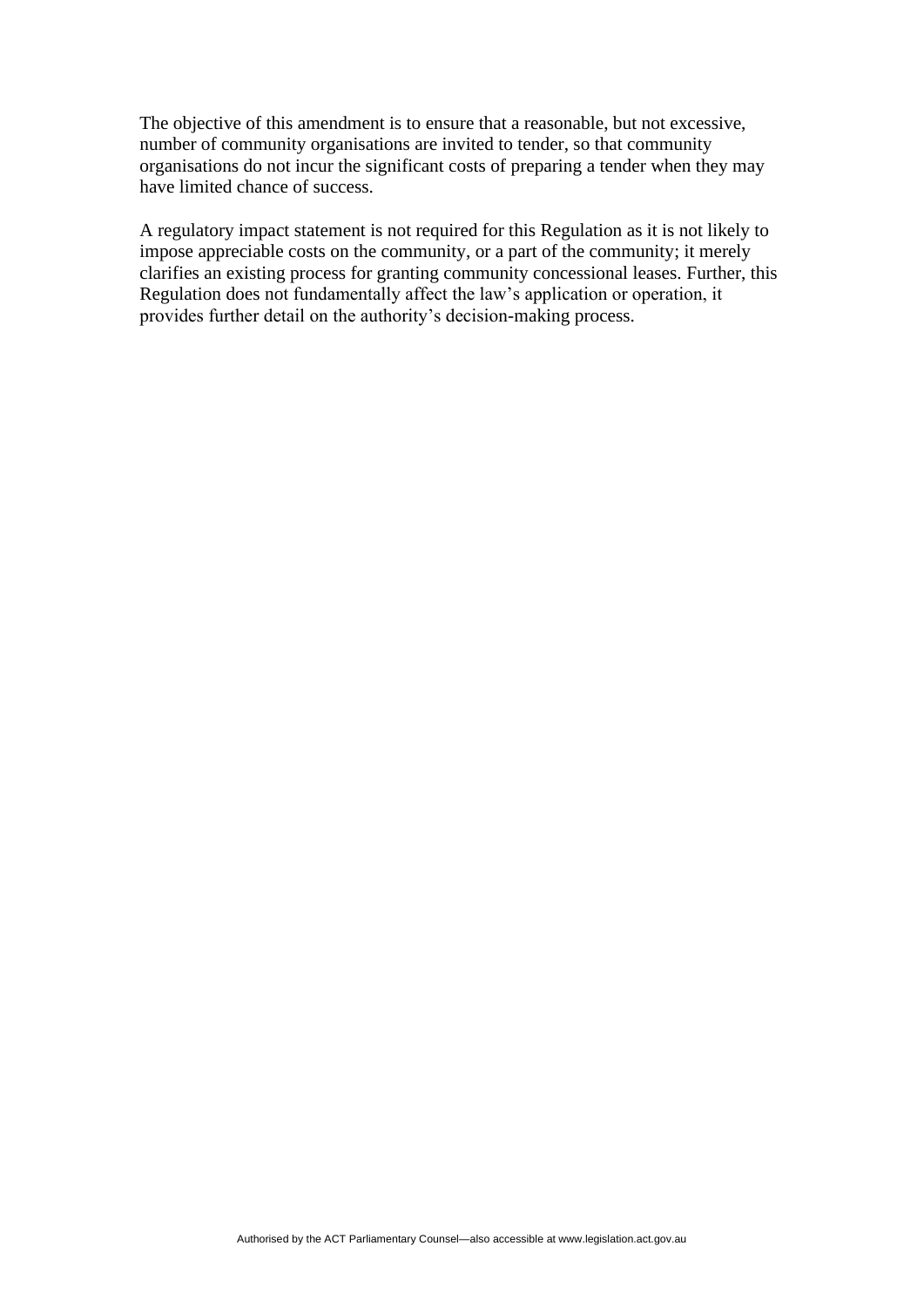The objective of this amendment is to ensure that a reasonable, but not excessive, number of community organisations are invited to tender, so that community organisations do not incur the significant costs of preparing a tender when they may have limited chance of success.

A regulatory impact statement is not required for this Regulation as it is not likely to impose appreciable costs on the community, or a part of the community; it merely clarifies an existing process for granting community concessional leases. Further, this Regulation does not fundamentally affect the law's application or operation, it provides further detail on the authority's decision-making process.